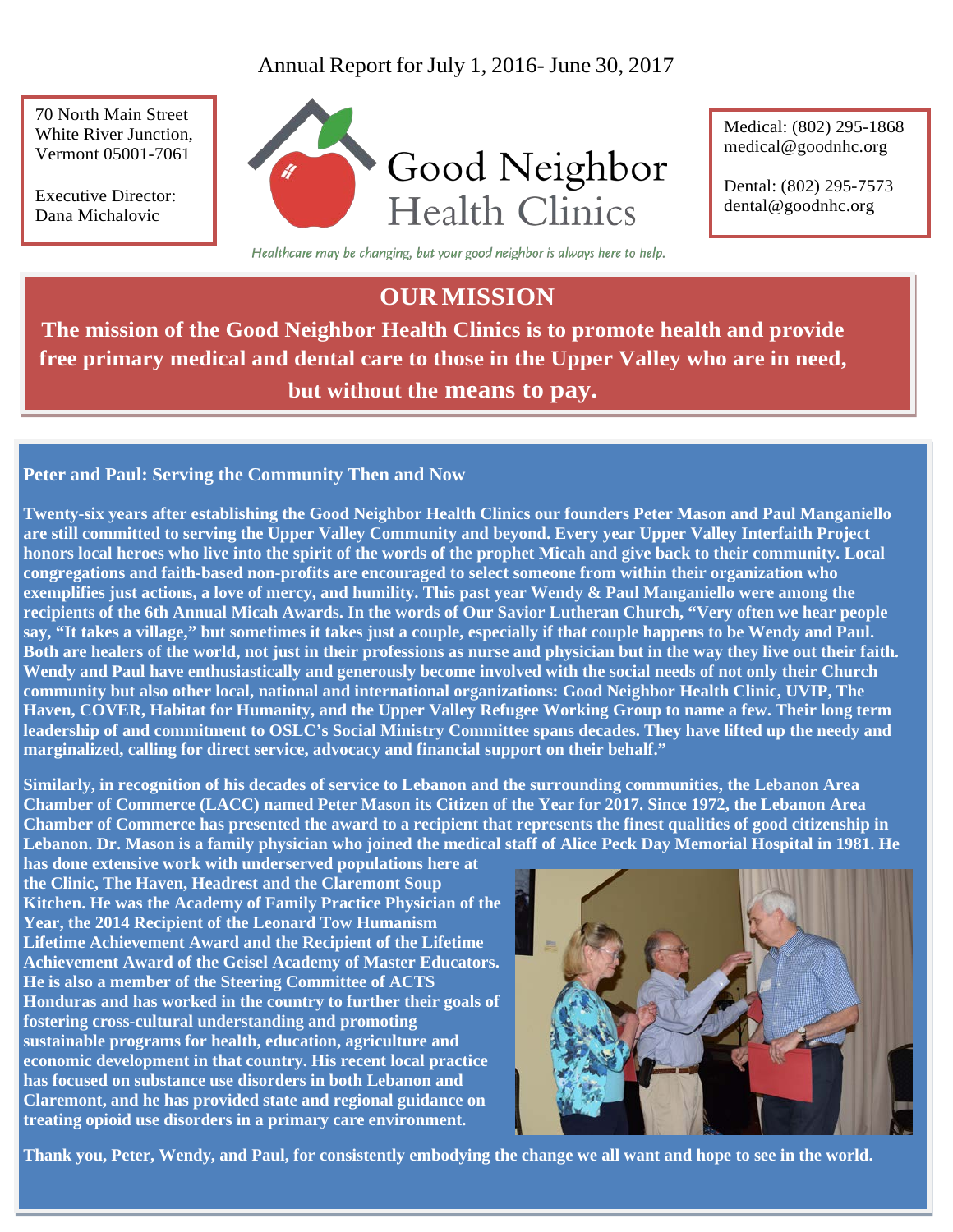Annual Report for July 1, 2016- June 30, 2017

70 North Main Street
White River Junction, Vermont 05001-7061

Executive Director: Dana Michalovic

# Good Neighbor Health Clinics

*Healthcare may be changing, but your good neighbor is always here to help.*

Medical: (802) 295-1868
medical@goodnhc.org

Dental: (802) 295-7573
dental@goodnhc.org

## OUR MISSION

**The mission of the Good Neighbor Health Clinics is to promote health and provide free primary medical and dental care to those in the Upper Valley who are in need, but without the means to pay.**

### Peter and Paul: Serving the Community Then and Now

**Twenty-six years after establishing the Good Neighbor Health Clinics our founders Peter Mason and Paul Manganiello are still committed to serving the Upper Valley Community and beyond. Every year Upper Valley Interfaith Project honors local heroes who live into the spirit of the words of the prophet Micah and give back to their community. Local congregations and faith-based non-profits are encouraged to select someone from within their organization who exemplifies just actions, a love of mercy, and humility. This past year Wendy & Paul Manganiello were among the recipients of the 6th Annual Micah Awards. In the words of Our Savior Lutheran Church, "Very often we hear people say, "It takes a village," but sometimes it takes just a couple, especially if that couple happens to be Wendy and Paul. Both are healers of the world, not just in their professions as nurse and physician but in the way they live out their faith. Wendy and Paul have enthusiastically and generously become involved with the social needs of not only their Church community but also other local, national and international organizations: Good Neighbor Health Clinic, UVIP, The Haven, COVER, Habitat for Humanity, and the Upper Valley Refugee Working Group to name a few. Their long term leadership of and commitment to OSLC's Social Ministry Committee spans decades. They have lifted up the needy and marginalized, calling for direct service, advocacy and financial support on their behalf."**

**Similarly, in recognition of his decades of service to Lebanon and the surrounding communities, the Lebanon Area Chamber of Commerce (LACC) named Peter Mason its Citizen of the Year for 2017. Since 1972, the Lebanon Area Chamber of Commerce has presented the award to a recipient that represents the finest qualities of good citizenship in Lebanon. Dr. Mason is a family physician who joined the medical staff of Alice Peck Day Memorial Hospital in 1981. He has done extensive work with underserved populations here at the Clinic, The Haven, Headrest and the Claremont Soup Kitchen. He was the Academy of Family Practice Physician of the Year, the 2014 Recipient of the Leonard Tow Humanism Lifetime Achievement Award and the Recipient of the Lifetime Achievement Award of the Geisel Academy of Master Educators. He is also a member of the Steering Committee of ACTS Honduras and has worked in the country to further their goals of fostering cross-cultural understanding and promoting sustainable programs for health, education, agriculture and economic development in that country. His recent local practice has focused on substance use disorders in both Lebanon and Claremont, and he has provided state and regional guidance on treating opioid use disorders in a primary care environment.**

**Thank you, Peter, Wendy, and Paul, for consistently embodying the change we all want and hope to see in the world.**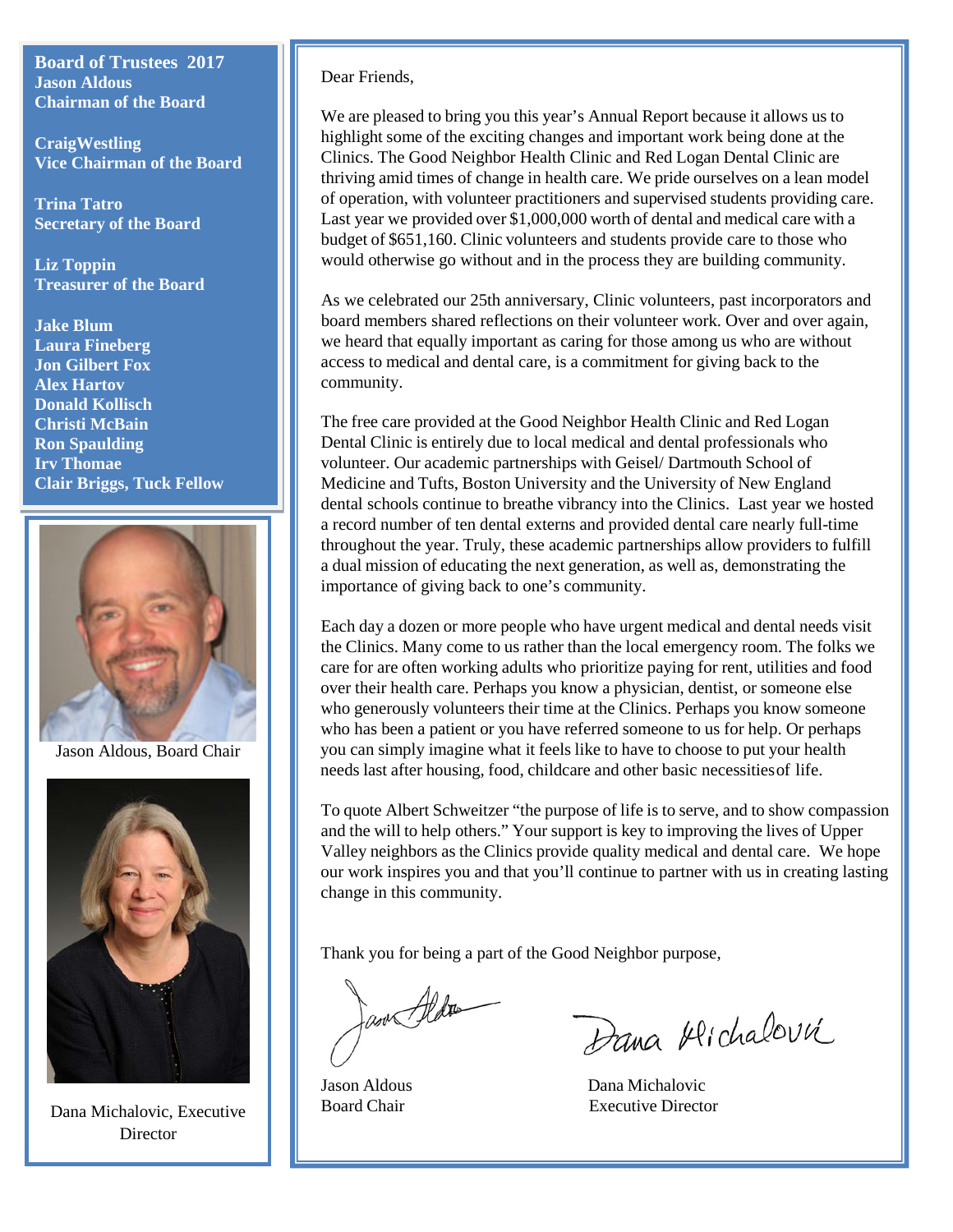**Board of Trustees 2017**
**Jason Aldous**
**Chairman of the Board**

**CraigWestling**
**Vice Chairman of the Board**

**Trina Tatro**
**Secretary of the Board**

**Liz Toppin**
**Treasurer of the Board**

**Jake Blum**
**Laura Fineberg**
**Jon Gilbert Fox**
**Alex Hartov**
**Donald Kollisch**
**Christi McBain**
**Ron Spaulding**
**Irv Thomae**
**Clair Briggs, Tuck Fellow**

Jason Aldous, Board Chair

Dana Michalovic, Executive Director

Dear Friends,

We are pleased to bring you this year's Annual Report because it allows us to highlight some of the exciting changes and important work being done at the Clinics. The Good Neighbor Health Clinic and Red Logan Dental Clinic are thriving amid times of change in health care. We pride ourselves on a lean model of operation, with volunteer practitioners and supervised students providing care. Last year we provided over $1,000,000 worth of dental and medical care with a budget of $651,160. Clinic volunteers and students provide care to those who would otherwise go without and in the process they are building community.

As we celebrated our 25th anniversary, Clinic volunteers, past incorporators and board members shared reflections on their volunteer work. Over and over again, we heard that equally important as caring for those among us who are without access to medical and dental care, is a commitment for giving back to the community.

The free care provided at the Good Neighbor Health Clinic and Red Logan Dental Clinic is entirely due to local medical and dental professionals who volunteer. Our academic partnerships with Geisel/ Dartmouth School of Medicine and Tufts, Boston University and the University of New England dental schools continue to breathe vibrancy into the Clinics. Last year we hosted a record number of ten dental externs and provided dental care nearly full-time throughout the year. Truly, these academic partnerships allow providers to fulfill a dual mission of educating the next generation, as well as, demonstrating the importance of giving back to one's community.

Each day a dozen or more people who have urgent medical and dental needs visit the Clinics. Many come to us rather than the local emergency room. The folks we care for are often working adults who prioritize paying for rent, utilities and food over their health care. Perhaps you know a physician, dentist, or someone else who generously volunteers their time at the Clinics. Perhaps you know someone who has been a patient or you have referred someone to us for help. Or perhaps you can simply imagine what it feels like to have to choose to put your health needs last after housing, food, childcare and other basic necessities of life.

To quote Albert Schweitzer "the purpose of life is to serve, and to show compassion and the will to help others." Your support is key to improving the lives of Upper Valley neighbors as the Clinics provide quality medical and dental care. We hope our work inspires you and that you'll continue to partner with us in creating lasting change in this community.

Thank you for being a part of the Good Neighbor purpose,

Jason Aldous
Board Chair

Dana Michalovic
Executive Director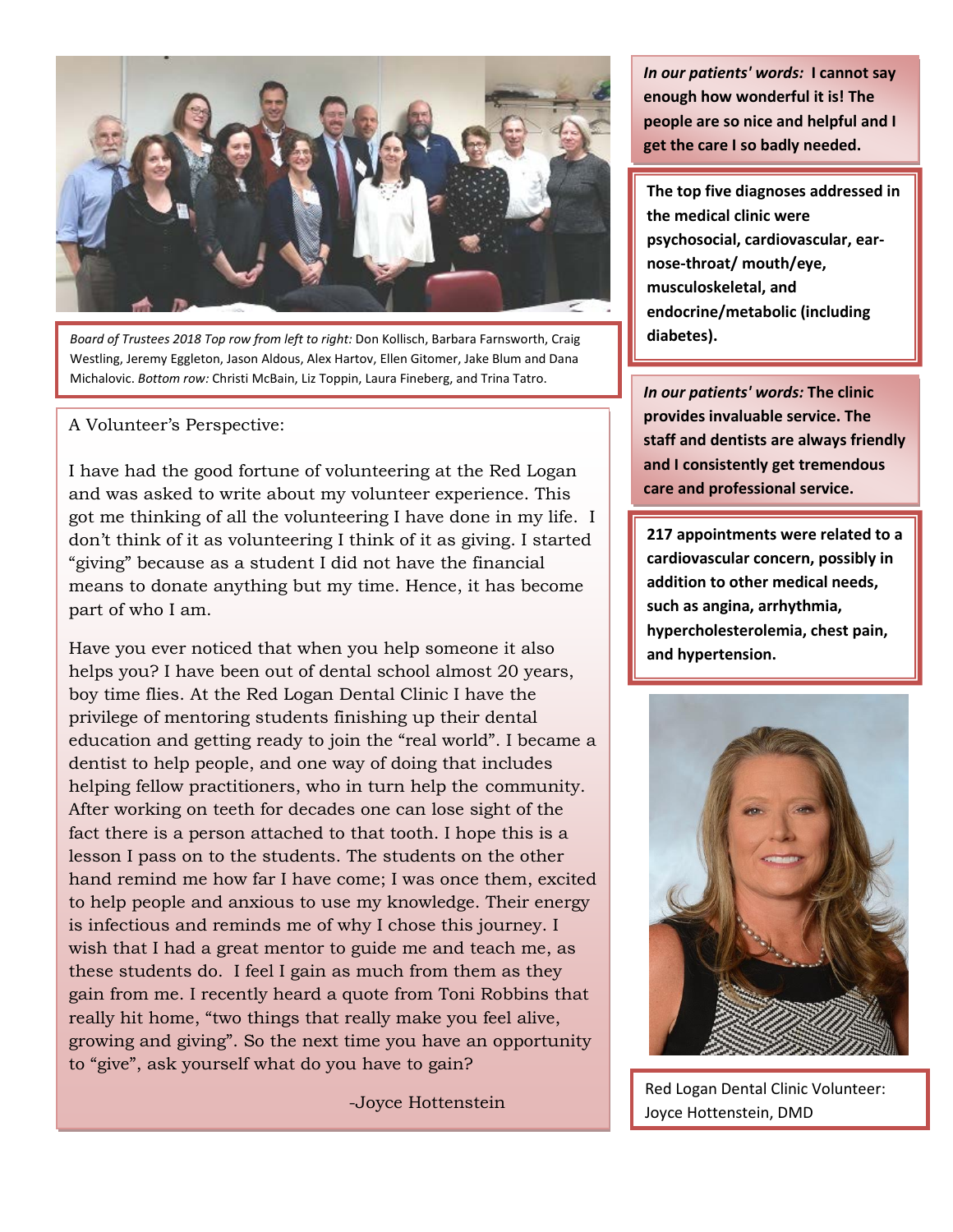*Board of Trustees 2018 Top row from left to right:* Don Kollisch, Barbara Farnsworth, Craig Westling, Jeremy Eggleton, Jason Aldous, Alex Hartov, Ellen Gitomer, Jake Blum and Dana Michalovic. *Bottom row:* Christi McBain, Liz Toppin, Laura Fineberg, and Trina Tatro.

A Volunteer's Perspective:

I have had the good fortune of volunteering at the Red Logan and was asked to write about my volunteer experience. This got me thinking of all the volunteering I have done in my life. I don't think of it as volunteering I think of it as giving. I started "giving" because as a student I did not have the financial means to donate anything but my time. Hence, it has become part of who I am.

Have you ever noticed that when you help someone it also helps you? I have been out of dental school almost 20 years, boy time flies. At the Red Logan Dental Clinic I have the privilege of mentoring students finishing up their dental education and getting ready to join the "real world". I became a dentist to help people, and one way of doing that includes helping fellow practitioners, who in turn help the community. After working on teeth for decades one can lose sight of the fact there is a person attached to that tooth. I hope this is a lesson I pass on to the students. The students on the other hand remind me how far I have come; I was once them, excited to help people and anxious to use my knowledge. Their energy is infectious and reminds me of why I chose this journey. I wish that I had a great mentor to guide me and teach me, as these students do. I feel I gain as much from them as they gain from me. I recently heard a quote from Toni Robbins that really hit home, "two things that really make you feel alive, growing and giving". So the next time you have an opportunity to "give", ask yourself what do you have to gain?

-Joyce Hottenstein

***In our patients' words:* I cannot say enough how wonderful it is! The people are so nice and helpful and I get the care I so badly needed.**

**The top five diagnoses addressed in the medical clinic were psychosocial, cardiovascular, ear-nose-throat/ mouth/eye, musculoskeletal, and endocrine/metabolic (including diabetes).**

***In our patients' words:* The clinic provides invaluable service. The staff and dentists are always friendly and I consistently get tremendous care and professional service.**

**217 appointments were related to a cardiovascular concern, possibly in addition to other medical needs, such as angina, arrhythmia, hypercholesterolemia, chest pain, and hypertension.**

Red Logan Dental Clinic Volunteer: Joyce Hottenstein, DMD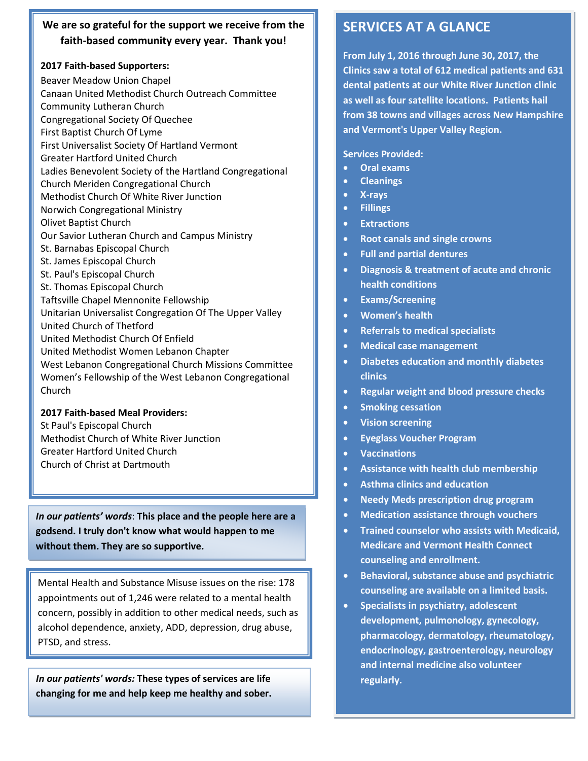**We are so grateful for the support we receive from the faith-based community every year. Thank you!**

**2017 Faith-based Supporters:**

Beaver Meadow Union Chapel
Canaan United Methodist Church Outreach Committee
Community Lutheran Church
Congregational Society Of Quechee
First Baptist Church Of Lyme
First Universalist Society Of Hartland Vermont
Greater Hartford United Church
Ladies Benevolent Society of the Hartland Congregational Church Meriden Congregational Church
Methodist Church Of White River Junction
Norwich Congregational Ministry
Olivet Baptist Church
Our Savior Lutheran Church and Campus Ministry
St. Barnabas Episcopal Church
St. James Episcopal Church
St. Paul's Episcopal Church
St. Thomas Episcopal Church
Taftsville Chapel Mennonite Fellowship
Unitarian Universalist Congregation Of The Upper Valley
United Church of Thetford
United Methodist Church Of Enfield
United Methodist Women Lebanon Chapter
West Lebanon Congregational Church Missions Committee
Women's Fellowship of the West Lebanon Congregational Church

**2017 Faith-based Meal Providers:**

St Paul's Episcopal Church
Methodist Church of White River Junction
Greater Hartford United Church
Church of Christ at Dartmouth

*In our patients' words*: **This place and the people here are a godsend. I truly don't know what would happen to me without them. They are so supportive.**

Mental Health and Substance Misuse issues on the rise: 178 appointments out of 1,246 were related to a mental health concern, possibly in addition to other medical needs, such as alcohol dependence, anxiety, ADD, depression, drug abuse, PTSD, and stress.

*In our patients' words:* **These types of services are life changing for me and help keep me healthy and sober.**

## SERVICES AT A GLANCE

**From July 1, 2016 through June 30, 2017, the Clinics saw a total of 612 medical patients and 631 dental patients at our White River Junction clinic as well as four satellite locations. Patients hail from 38 towns and villages across New Hampshire and Vermont's Upper Valley Region.**

**Services Provided:**

- Oral exams
- Cleanings
- X-rays
- Fillings
- Extractions
- Root canals and single crowns
- Full and partial dentures
- Diagnosis & treatment of acute and chronic health conditions
- Exams/Screening
- Women's health
- Referrals to medical specialists
- Medical case management
- Diabetes education and monthly diabetes clinics
- Regular weight and blood pressure checks
- Smoking cessation
- Vision screening
- Eyeglass Voucher Program
- Vaccinations
- Assistance with health club membership
- Asthma clinics and education
- Needy Meds prescription drug program
- Medication assistance through vouchers
- Trained counselor who assists with Medicaid, Medicare and Vermont Health Connect counseling and enrollment.
- Behavioral, substance abuse and psychiatric counseling are available on a limited basis.
- Specialists in psychiatry, adolescent development, pulmonology, gynecology, pharmacology, dermatology, rheumatology, endocrinology, gastroenterology, neurology and internal medicine also volunteer regularly.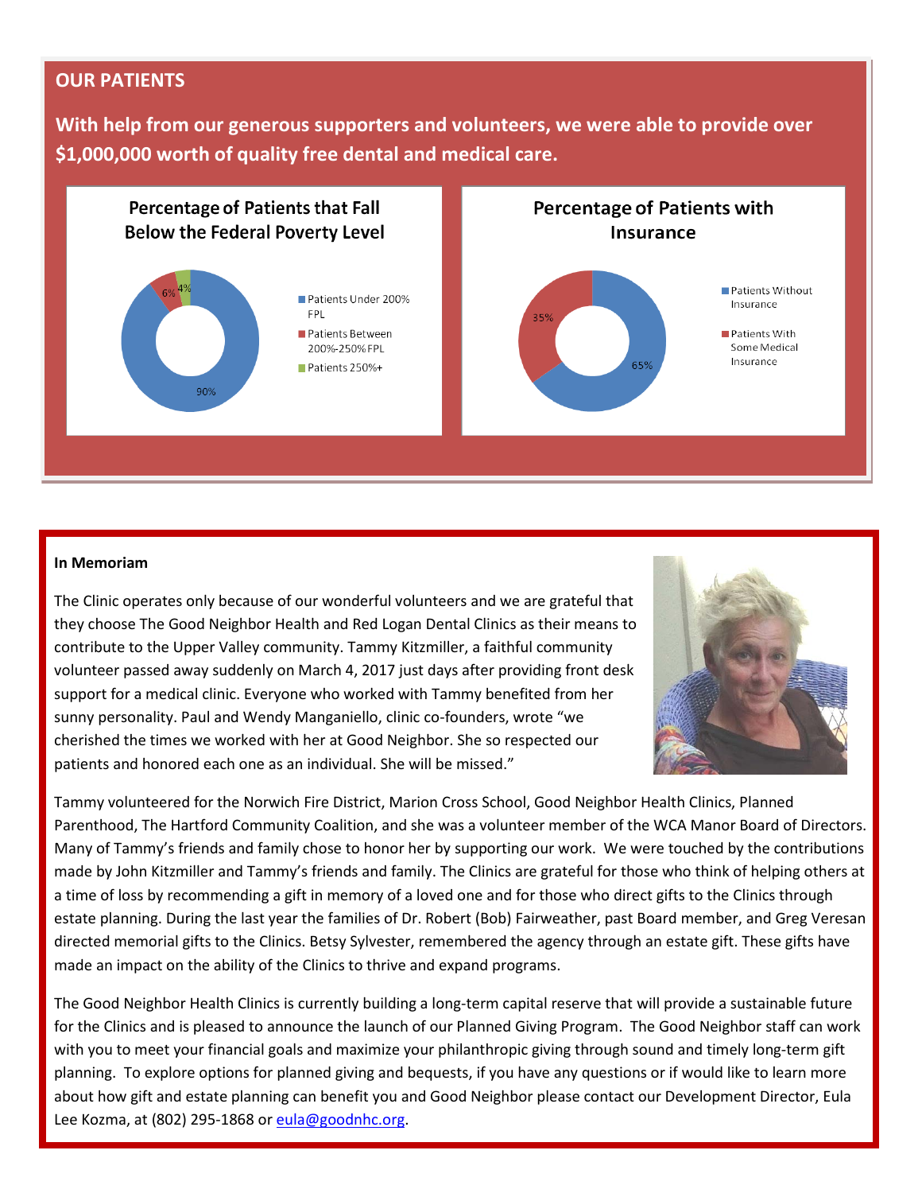## OUR PATIENTS

**With help from our generous supporters and volunteers, we were able to provide over $1,000,000 worth of quality free dental and medical care.**

**Percentage of Patients that Fall Below the Federal Poverty Level**

- Patients Under 200% FPL: 90%
- Patients Between 200%-250% FPL: 6%
- Patients 250%+: 4%

**Percentage of Patients with Insurance**

- Patients Without Insurance: 65%
- Patients With Some Medical Insurance: 35%

**In Memoriam**

The Clinic operates only because of our wonderful volunteers and we are grateful that they choose The Good Neighbor Health and Red Logan Dental Clinics as their means to contribute to the Upper Valley community. Tammy Kitzmiller, a faithful community volunteer passed away suddenly on March 4, 2017 just days after providing front desk support for a medical clinic. Everyone who worked with Tammy benefited from her sunny personality. Paul and Wendy Manganiello, clinic co-founders, wrote "we cherished the times we worked with her at Good Neighbor. She so respected our patients and honored each one as an individual. She will be missed."

Tammy volunteered for the Norwich Fire District, Marion Cross School, Good Neighbor Health Clinics, Planned Parenthood, The Hartford Community Coalition, and she was a volunteer member of the WCA Manor Board of Directors. Many of Tammy's friends and family chose to honor her by supporting our work. We were touched by the contributions made by John Kitzmiller and Tammy's friends and family. The Clinics are grateful for those who think of helping others at a time of loss by recommending a gift in memory of a loved one and for those who direct gifts to the Clinics through estate planning. During the last year the families of Dr. Robert (Bob) Fairweather, past Board member, and Greg Veresan directed memorial gifts to the Clinics. Betsy Sylvester, remembered the agency through an estate gift. These gifts have made an impact on the ability of the Clinics to thrive and expand programs.

The Good Neighbor Health Clinics is currently building a long-term capital reserve that will provide a sustainable future for the Clinics and is pleased to announce the launch of our Planned Giving Program. The Good Neighbor staff can work with you to meet your financial goals and maximize your philanthropic giving through sound and timely long-term gift planning. To explore options for planned giving and bequests, if you have any questions or if would like to learn more about how gift and estate planning can benefit you and Good Neighbor please contact our Development Director, Eula Lee Kozma, at (802) 295-1868 or eula@goodnhc.org.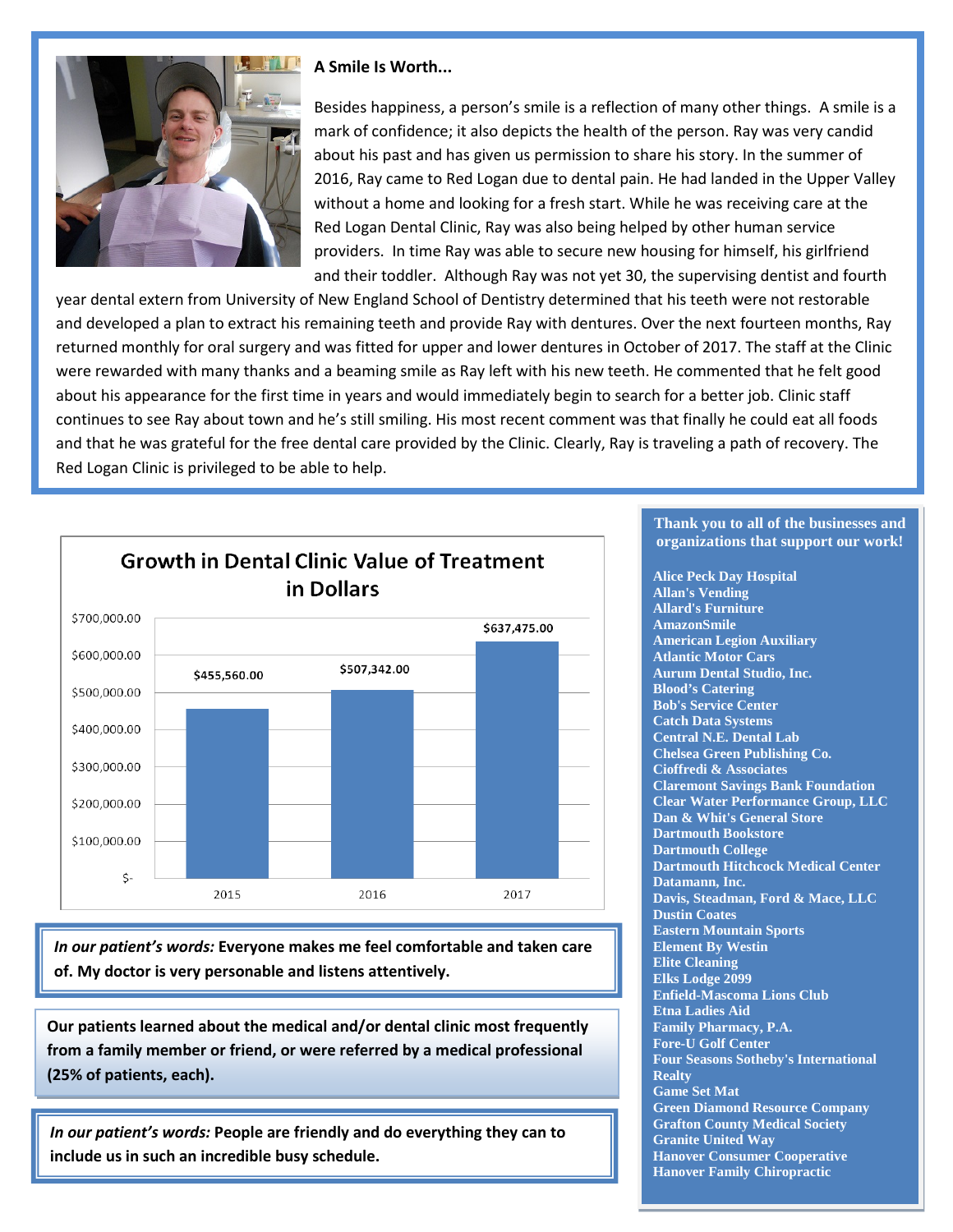### A Smile Is Worth...

Besides happiness, a person's smile is a reflection of many other things. A smile is a mark of confidence; it also depicts the health of the person. Ray was very candid about his past and has given us permission to share his story. In the summer of 2016, Ray came to Red Logan due to dental pain. He had landed in the Upper Valley without a home and looking for a fresh start. While he was receiving care at the Red Logan Dental Clinic, Ray was also being helped by other human service providers. In time Ray was able to secure new housing for himself, his girlfriend and their toddler. Although Ray was not yet 30, the supervising dentist and fourth year dental extern from University of New England School of Dentistry determined that his teeth were not restorable and developed a plan to extract his remaining teeth and provide Ray with dentures. Over the next fourteen months, Ray returned monthly for oral surgery and was fitted for upper and lower dentures in October of 2017. The staff at the Clinic were rewarded with many thanks and a beaming smile as Ray left with his new teeth. He commented that he felt good about his appearance for the first time in years and would immediately begin to search for a better job. Clinic staff continues to see Ray about town and he's still smiling. His most recent comment was that finally he could eat all foods and that he was grateful for the free dental care provided by the Clinic. Clearly, Ray is traveling a path of recovery. The Red Logan Clinic is privileged to be able to help.

**Growth in Dental Clinic Value of Treatment in Dollars**

| Year | Value of Treatment |
|---|---|
| 2015 | $455,560.00 |
| 2016 | $507,342.00 |
| 2017 | $637,475.00 |

*In our patient's words:* **Everyone makes me feel comfortable and taken care of. My doctor is very personable and listens attentively.**

**Our patients learned about the medical and/or dental clinic most frequently from a family member or friend, or were referred by a medical professional (25% of patients, each).**

*In our patient's words:* **People are friendly and do everything they can to include us in such an incredible busy schedule.**

**Thank you to all of the businesses and organizations that support our work!**

- Alice Peck Day Hospital
- Allan's Vending
- Allard's Furniture
- AmazonSmile
- American Legion Auxiliary
- Atlantic Motor Cars
- Aurum Dental Studio, Inc.
- Blood's Catering
- Bob's Service Center
- Catch Data Systems
- Central N.E. Dental Lab
- Chelsea Green Publishing Co.
- Cioffredi & Associates
- Claremont Savings Bank Foundation
- Clear Water Performance Group, LLC
- Dan & Whit's General Store
- Dartmouth Bookstore
- Dartmouth College
- Dartmouth Hitchcock Medical Center
- Datamann, Inc.
- Davis, Steadman, Ford & Mace, LLC
- Dustin Coates
- Eastern Mountain Sports
- Element By Westin
- Elite Cleaning
- Elks Lodge 2099
- Enfield-Mascoma Lions Club
- Etna Ladies Aid
- Family Pharmacy, P.A.
- Fore-U Golf Center
- Four Seasons Sotheby's International Realty
- Game Set Mat
- Green Diamond Resource Company
- Grafton County Medical Society
- Granite United Way
- Hanover Consumer Cooperative
- Hanover Family Chiropractic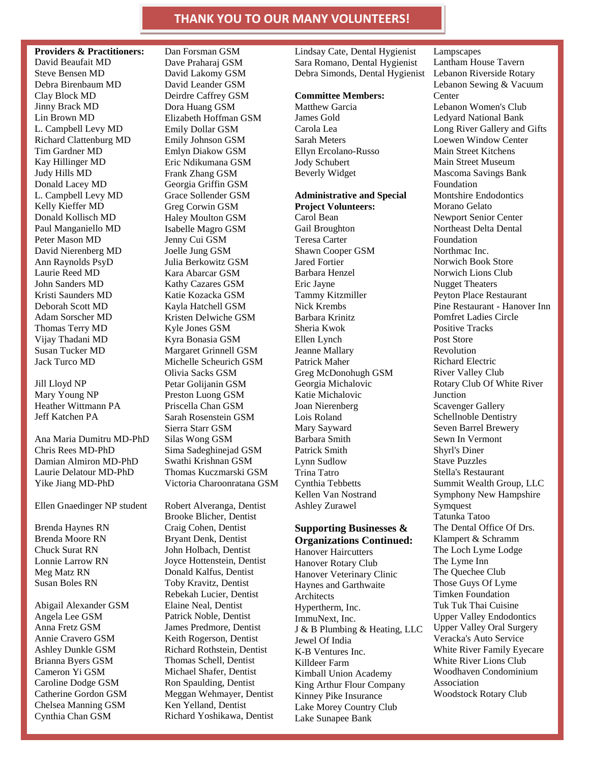# THANK YOU TO OUR MANY VOLUNTEERS!

**Providers & Practitioners:**

David Beaufait MD
Steve Bensen MD
Debra Birenbaum MD
Clay Block MD
Jinny Brack MD
Lin Brown MD
L. Campbell Levy MD
Richard Clattenburg MD
Tim Gardner MD
Kay Hillinger MD
Judy Hills MD
Donald Lacey MD
L. Campbell Levy MD
Kelly Kieffer MD
Donald Kollisch MD
Paul Manganiello MD
Peter Mason MD
David Nierenberg MD
Ann Raynolds PsyD
Laurie Reed MD
John Sanders MD
Kristi Saunders MD
Deborah Scott MD
Adam Sorscher MD
Thomas Terry MD
Vijay Thadani MD
Susan Tucker MD
Jack Turco MD

Jill Lloyd NP
Mary Young NP
Heather Wittmann PA
Jeff Katchen PA

Ana Maria Dumitru MD-PhD
Chris Rees MD-PhD
Damian Almiron MD-PhD
Laurie Delatour MD-PhD
Yike Jiang MD-PhD

Ellen Gnaedinger NP student

Brenda Haynes RN
Brenda Moore RN
Chuck Surat RN
Lonnie Larrow RN
Meg Matz RN
Susan Boles RN

Abigail Alexander GSM
Angela Lee GSM
Anna Fretz GSM
Annie Cravero GSM
Ashley Dunkle GSM
Brianna Byers GSM
Cameron Yi GSM
Caroline Dodge GSM
Catherine Gordon GSM
Chelsea Manning GSM
Cynthia Chan GSM
Dan Forsman GSM
Dave Praharaj GSM
David Lakomy GSM
David Leander GSM
Deirdre Caffrey GSM
Dora Huang GSM
Elizabeth Hoffman GSM
Emily Dollar GSM
Emily Johnson GSM
Emlyn Diakow GSM
Eric Ndikumana GSM
Frank Zhang GSM
Georgia Griffin GSM
Grace Sollender GSM
Greg Corwin GSM
Haley Moulton GSM
Isabelle Magro GSM
Jenny Cui GSM
Joelle Jung GSM
Julia Berkowitz GSM
Kara Abarcar GSM
Kathy Cazares GSM
Katie Kozacka GSM
Kayla Hatchell GSM
Kristen Delwiche GSM
Kyle Jones GSM
Kyra Bonasia GSM
Margaret Grinnell GSM
Michelle Scheurich GSM
Olivia Sacks GSM
Petar Golijanin GSM
Preston Luong GSM
Priscella Chan GSM
Sarah Rosenstein GSM
Sierra Starr GSM
Silas Wong GSM
Sima Sadeghinejad GSM
Swathi Krishnan GSM
Thomas Kuczmarski GSM
Victoria Charoonratana GSM

Robert Alveranga, Dentist
Brooke Blicher, Dentist
Craig Cohen, Dentist
Bryant Denk, Dentist
John Holbach, Dentist
Joyce Hottenstein, Dentist
Donald Kalfus, Dentist
Toby Kravitz, Dentist
Rebekah Lucier, Dentist
Elaine Neal, Dentist
Patrick Noble, Dentist
James Predmore, Dentist
Keith Rogerson, Dentist
Richard Rothstein, Dentist
Thomas Schell, Dentist
Michael Shafer, Dentist
Ron Spaulding, Dentist
Meggan Wehmayer, Dentist
Ken Yelland, Dentist
Richard Yoshikawa, Dentist
Lindsay Cate, Dental Hygienist
Sara Romano, Dental Hygienist
Debra Simonds, Dental Hygienist

**Committee Members:**

Matthew Garcia
James Gold
Carola Lea
Sarah Meters
Ellyn Ercolano-Russo
Jody Schubert
Beverly Widget

**Administrative and Special Project Volunteers:**

Carol Bean
Gail Broughton
Teresa Carter
Shawn Cooper GSM
Jared Fortier
Barbara Henzel
Eric Jayne
Tammy Kitzmiller
Nick Krembs
Barbara Krinitz
Sheria Kwok
Ellen Lynch
Jeanne Mallary
Patrick Maher
Greg McDonohugh GSM
Georgia Michalovic
Katie Michalovic
Joan Nierenberg
Lois Roland
Mary Sayward
Barbara Smith
Patrick Smith
Lynn Sudlow
Trina Tatro
Cynthia Tebbetts
Kellen Van Nostrand
Ashley Zurawel

**Supporting Businesses & Organizations Continued:**

Hanover Haircutters
Hanover Rotary Club
Hanover Veterinary Clinic
Haynes and Garthwaite Architects
Hypertherm, Inc.
ImmuNext, Inc.
J & B Plumbing & Heating, LLC
Jewel Of India
K-B Ventures Inc.
Killdeer Farm
Kimball Union Academy
King Arthur Flour Company
Kinney Pike Insurance
Lake Morey Country Club
Lake Sunapee Bank
Lampscapes
Lantham House Tavern
Lebanon Riverside Rotary
Lebanon Sewing & Vacuum Center
Lebanon Women's Club
Ledyard National Bank
Long River Gallery and Gifts
Loewen Window Center
Main Street Kitchens
Main Street Museum
Mascoma Savings Bank Foundation
Montshire Endodontics
Morano Gelato
Newport Senior Center
Northeast Delta Dental Foundation
Northmac Inc.
Norwich Book Store
Norwich Lions Club
Nugget Theaters
Peyton Place Restaurant
Pine Restaurant - Hanover Inn
Pomfret Ladies Circle
Positive Tracks
Post Store
Revolution
Richard Electric
River Valley Club
Rotary Club Of White River Junction
Scavenger Gallery
Schellnoble Dentistry
Seven Barrel Brewery
Sewn In Vermont
Shyrl's Diner
Stave Puzzles
Stella's Restaurant
Summit Wealth Group, LLC
Symphony New Hampshire
Symquest
Tatunka Tatoo
The Dental Office Of Drs. Klampert & Schramm
The Loch Lyme Lodge
The Lyme Inn
The Quechee Club
Those Guys Of Lyme
Timken Foundation
Tuk Tuk Thai Cuisine
Upper Valley Endodontics
Upper Valley Oral Surgery
Veracka's Auto Service
White River Family Eyecare
White River Lions Club
Woodhaven Condominium Association
Woodstock Rotary Club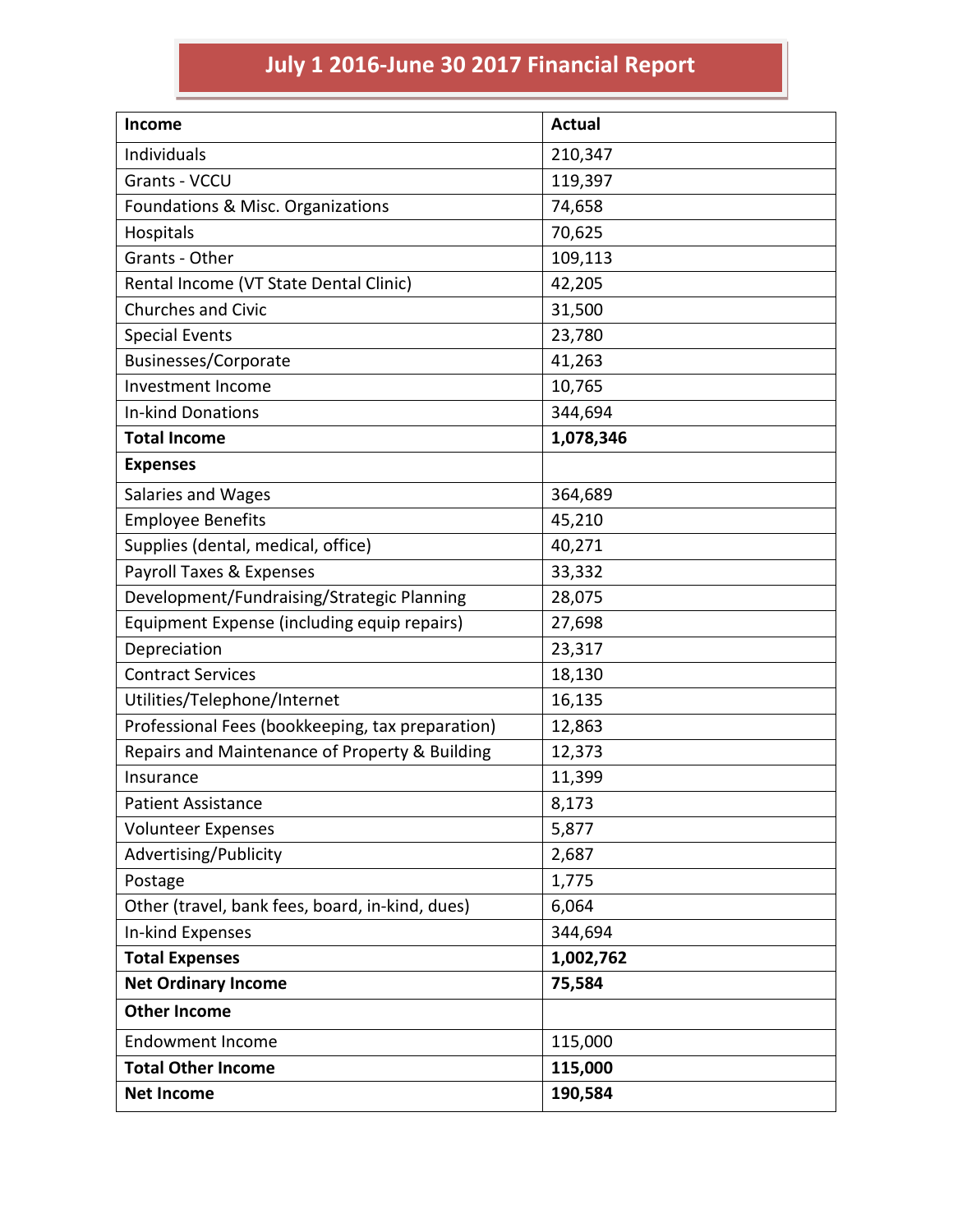# July 1 2016-June 30 2017 Financial Report

| **Income** | **Actual** |
|---|---|
| Individuals | 210,347 |
| Grants - VCCU | 119,397 |
| Foundations & Misc. Organizations | 74,658 |
| Hospitals | 70,625 |
| Grants - Other | 109,113 |
| Rental Income (VT State Dental Clinic) | 42,205 |
| Churches and Civic | 31,500 |
| Special Events | 23,780 |
| Businesses/Corporate | 41,263 |
| Investment Income | 10,765 |
| In-kind Donations | 344,694 |
| **Total Income** | **1,078,346** |
| **Expenses** | |
| Salaries and Wages | 364,689 |
| Employee Benefits | 45,210 |
| Supplies (dental, medical, office) | 40,271 |
| Payroll Taxes & Expenses | 33,332 |
| Development/Fundraising/Strategic Planning | 28,075 |
| Equipment Expense (including equip repairs) | 27,698 |
| Depreciation | 23,317 |
| Contract Services | 18,130 |
| Utilities/Telephone/Internet | 16,135 |
| Professional Fees (bookkeeping, tax preparation) | 12,863 |
| Repairs and Maintenance of Property & Building | 12,373 |
| Insurance | 11,399 |
| Patient Assistance | 8,173 |
| Volunteer Expenses | 5,877 |
| Advertising/Publicity | 2,687 |
| Postage | 1,775 |
| Other (travel, bank fees, board, in-kind, dues) | 6,064 |
| In-kind Expenses | 344,694 |
| **Total Expenses** | **1,002,762** |
| **Net Ordinary Income** | **75,584** |
| **Other Income** | |
| Endowment Income | 115,000 |
| **Total Other Income** | **115,000** |
| **Net Income** | **190,584** |